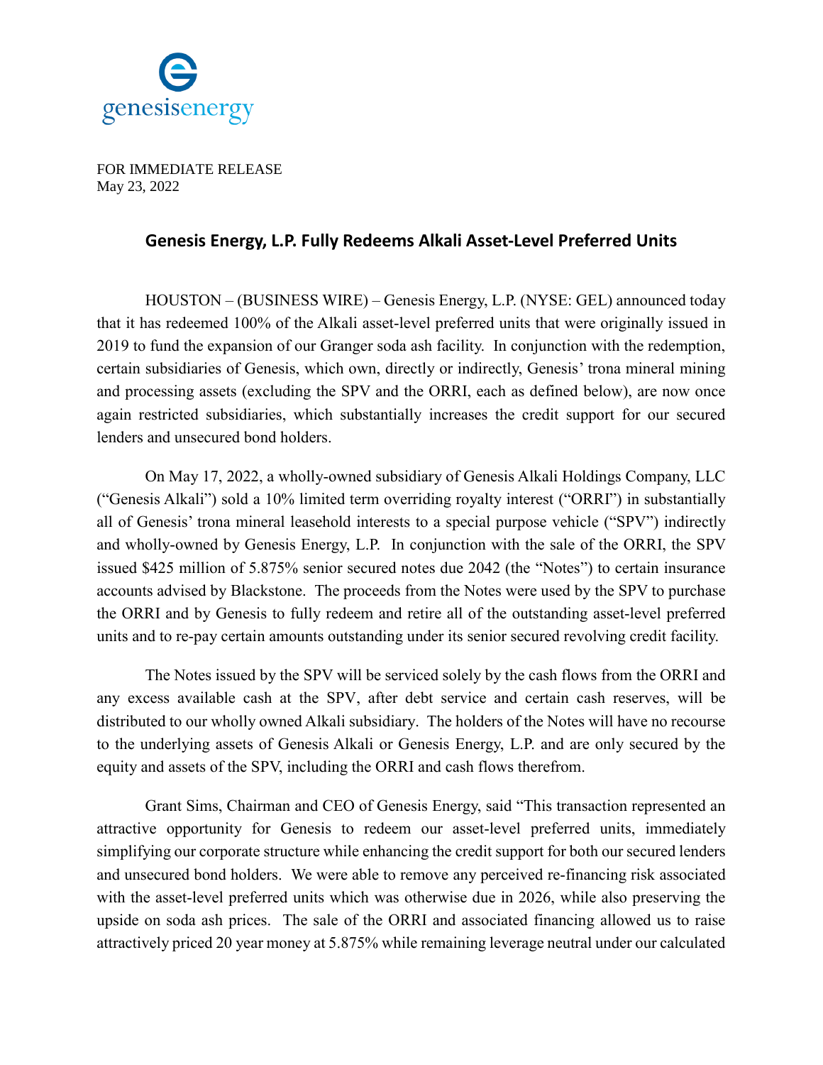FOR IMMEDIATE RELEASE
May 23, 2022

# Genesis Energy, L.P. Fully Redeems Alkali Asset-Level Preferred Units

HOUSTON – (BUSINESS WIRE) – Genesis Energy, L.P. (NYSE: GEL) announced today that it has redeemed 100% of the Alkali asset-level preferred units that were originally issued in 2019 to fund the expansion of our Granger soda ash facility. In conjunction with the redemption, certain subsidiaries of Genesis, which own, directly or indirectly, Genesis' trona mineral mining and processing assets (excluding the SPV and the ORRI, each as defined below), are now once again restricted subsidiaries, which substantially increases the credit support for our secured lenders and unsecured bond holders.

On May 17, 2022, a wholly-owned subsidiary of Genesis Alkali Holdings Company, LLC ("Genesis Alkali") sold a 10% limited term overriding royalty interest ("ORRI") in substantially all of Genesis' trona mineral leasehold interests to a special purpose vehicle ("SPV") indirectly and wholly-owned by Genesis Energy, L.P. In conjunction with the sale of the ORRI, the SPV issued $425 million of 5.875% senior secured notes due 2042 (the "Notes") to certain insurance accounts advised by Blackstone. The proceeds from the Notes were used by the SPV to purchase the ORRI and by Genesis to fully redeem and retire all of the outstanding asset-level preferred units and to re-pay certain amounts outstanding under its senior secured revolving credit facility.

The Notes issued by the SPV will be serviced solely by the cash flows from the ORRI and any excess available cash at the SPV, after debt service and certain cash reserves, will be distributed to our wholly owned Alkali subsidiary. The holders of the Notes will have no recourse to the underlying assets of Genesis Alkali or Genesis Energy, L.P. and are only secured by the equity and assets of the SPV, including the ORRI and cash flows therefrom.

Grant Sims, Chairman and CEO of Genesis Energy, said "This transaction represented an attractive opportunity for Genesis to redeem our asset-level preferred units, immediately simplifying our corporate structure while enhancing the credit support for both our secured lenders and unsecured bond holders. We were able to remove any perceived re-financing risk associated with the asset-level preferred units which was otherwise due in 2026, while also preserving the upside on soda ash prices. The sale of the ORRI and associated financing allowed us to raise attractively priced 20 year money at 5.875% while remaining leverage neutral under our calculated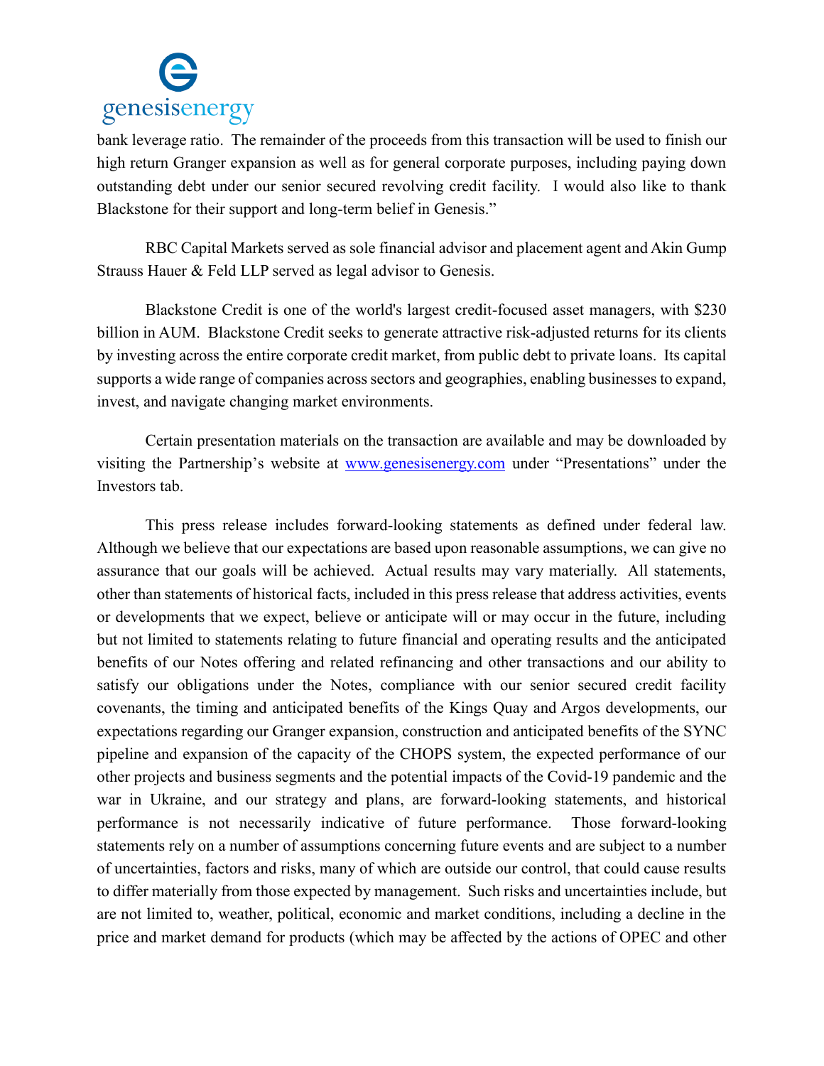bank leverage ratio. The remainder of the proceeds from this transaction will be used to finish our high return Granger expansion as well as for general corporate purposes, including paying down outstanding debt under our senior secured revolving credit facility. I would also like to thank Blackstone for their support and long-term belief in Genesis."

RBC Capital Markets served as sole financial advisor and placement agent and Akin Gump Strauss Hauer & Feld LLP served as legal advisor to Genesis.

Blackstone Credit is one of the world's largest credit-focused asset managers, with $230 billion in AUM. Blackstone Credit seeks to generate attractive risk-adjusted returns for its clients by investing across the entire corporate credit market, from public debt to private loans. Its capital supports a wide range of companies across sectors and geographies, enabling businesses to expand, invest, and navigate changing market environments.

Certain presentation materials on the transaction are available and may be downloaded by visiting the Partnership's website at [www.genesisenergy.com](http://www.genesisenergy.com) under "Presentations" under the Investors tab.

This press release includes forward-looking statements as defined under federal law. Although we believe that our expectations are based upon reasonable assumptions, we can give no assurance that our goals will be achieved. Actual results may vary materially. All statements, other than statements of historical facts, included in this press release that address activities, events or developments that we expect, believe or anticipate will or may occur in the future, including but not limited to statements relating to future financial and operating results and the anticipated benefits of our Notes offering and related refinancing and other transactions and our ability to satisfy our obligations under the Notes, compliance with our senior secured credit facility covenants, the timing and anticipated benefits of the Kings Quay and Argos developments, our expectations regarding our Granger expansion, construction and anticipated benefits of the SYNC pipeline and expansion of the capacity of the CHOPS system, the expected performance of our other projects and business segments and the potential impacts of the Covid-19 pandemic and the war in Ukraine, and our strategy and plans, are forward-looking statements, and historical performance is not necessarily indicative of future performance. Those forward-looking statements rely on a number of assumptions concerning future events and are subject to a number of uncertainties, factors and risks, many of which are outside our control, that could cause results to differ materially from those expected by management. Such risks and uncertainties include, but are not limited to, weather, political, economic and market conditions, including a decline in the price and market demand for products (which may be affected by the actions of OPEC and other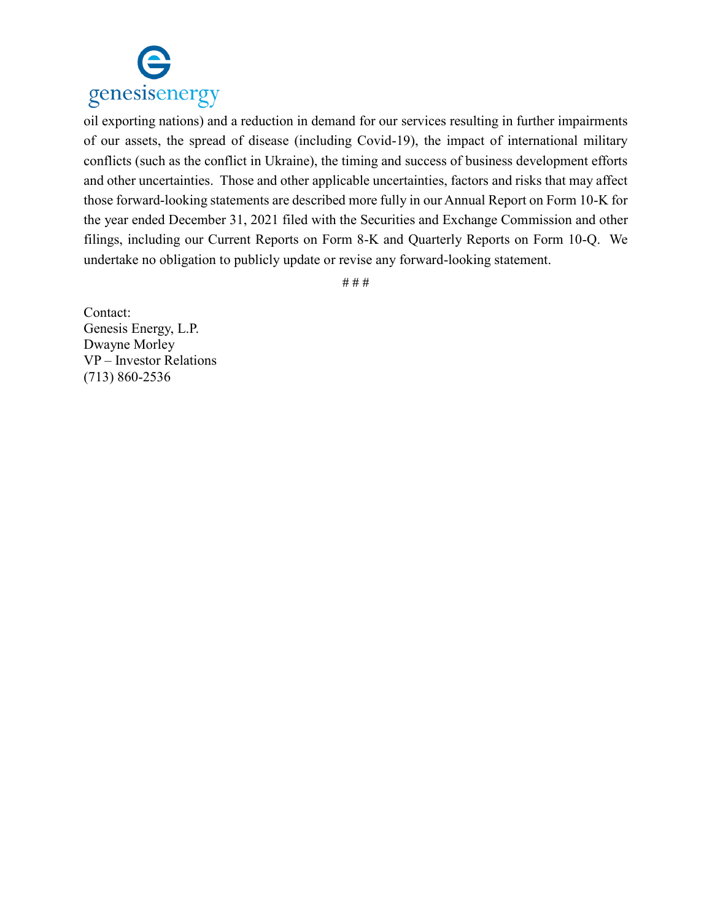oil exporting nations) and a reduction in demand for our services resulting in further impairments of our assets, the spread of disease (including Covid-19), the impact of international military conflicts (such as the conflict in Ukraine), the timing and success of business development efforts and other uncertainties. Those and other applicable uncertainties, factors and risks that may affect those forward-looking statements are described more fully in our Annual Report on Form 10-K for the year ended December 31, 2021 filed with the Securities and Exchange Commission and other filings, including our Current Reports on Form 8-K and Quarterly Reports on Form 10-Q. We undertake no obligation to publicly update or revise any forward-looking statement.

# # #

Contact:
Genesis Energy, L.P.
Dwayne Morley
VP – Investor Relations
(713) 860-2536